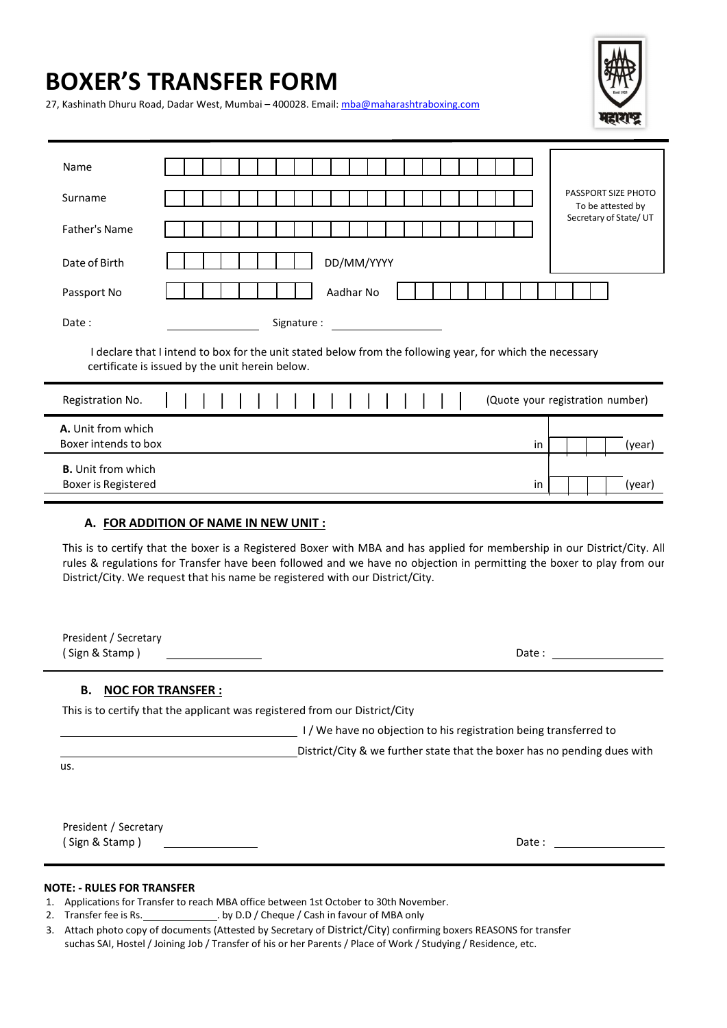# BOXER'S TRANSFER FORM

27, Kashinath Dhuru Road, Dadar West, Mumbai – 400028. Email: mba@maharashtraboxing.com

| | | |
|---|---|---|
| Name | | PASSPORT SIZE PHOTO To be attested by Secretary of State/ UT |
| Surname | | |
| Father's Name | | |
| Date of Birth | DD/MM/YYYY | |
| Passport No | Aadhar No | |
| Date : | Signature : | |

I declare that I intend to box for the unit stated below from the following year, for which the necessary certificate is issued by the unit herein below.

| | | |
|---|---|---|
| Registration No. | | (Quote your registration number) |
| **A.** Unit from which Boxer intends to box | in | (year) |
| **B.** Unit from which Boxer is Registered | in | (year) |

## A. FOR ADDITION OF NAME IN NEW UNIT :

This is to certify that the boxer is a Registered Boxer with MBA and has applied for membership in our District/City. All rules & regulations for Transfer have been followed and we have no objection in permitting the boxer to play from our District/City. We request that his name be registered with our District/City.

President / Secretary
( Sign & Stamp ) ____________ Date : ____________

## B. NOC FOR TRANSFER :

This is to certify that the applicant was registered from our District/City ____________ I / We have no objection to his registration being transferred to ____________ District/City & we further state that the boxer has no pending dues with us.

President / Secretary
( Sign & Stamp ) ____________ Date : ____________

**NOTE: - RULES FOR TRANSFER**

1. Applications for Transfer to reach MBA office between 1st October to 30th November.
2. Transfer fee is Rs.____________. by D.D / Cheque / Cash in favour of MBA only
3. Attach photo copy of documents (Attested by Secretary of District/City) confirming boxers REASONS for transfer suchas SAI, Hostel / Joining Job / Transfer of his or her Parents / Place of Work / Studying / Residence, etc.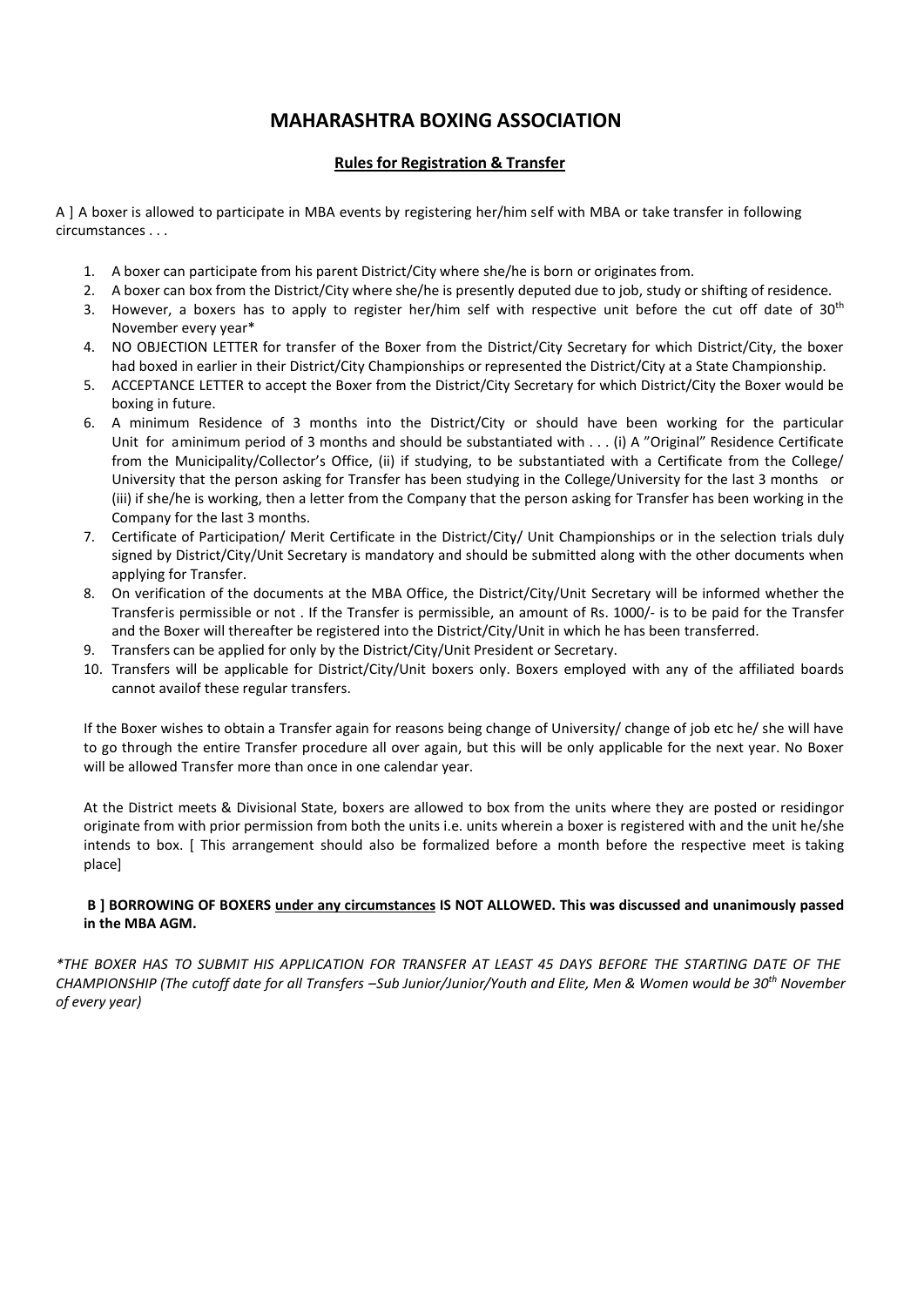# MAHARASHTRA BOXING ASSOCIATION

## Rules for Registration & Transfer

A ] A boxer is allowed to participate in MBA events by registering her/him self with MBA or take transfer in following circumstances . . .

1. A boxer can participate from his parent District/City where she/he is born or originates from.
2. A boxer can box from the District/City where she/he is presently deputed due to job, study or shifting of residence.
3. However, a boxers has to apply to register her/him self with respective unit before the cut off date of 30th November every year*
4. NO OBJECTION LETTER for transfer of the Boxer from the District/City Secretary for which District/City, the boxer had boxed in earlier in their District/City Championships or represented the District/City at a State Championship.
5. ACCEPTANCE LETTER to accept the Boxer from the District/City Secretary for which District/City the Boxer would be boxing in future.
6. A minimum Residence of 3 months into the District/City or should have been working for the particular Unit for aminimum period of 3 months and should be substantiated with . . . (i) A "Original" Residence Certificate from the Municipality/Collector's Office, (ii) if studying, to be substantiated with a Certificate from the College/ University that the person asking for Transfer has been studying in the College/University for the last 3 months or (iii) if she/he is working, then a letter from the Company that the person asking for Transfer has been working in the Company for the last 3 months.
7. Certificate of Participation/ Merit Certificate in the District/City/ Unit Championships or in the selection trials duly signed by District/City/Unit Secretary is mandatory and should be submitted along with the other documents when applying for Transfer.
8. On verification of the documents at the MBA Office, the District/City/Unit Secretary will be informed whether the Transferis permissible or not . If the Transfer is permissible, an amount of Rs. 1000/- is to be paid for the Transfer and the Boxer will thereafter be registered into the District/City/Unit in which he has been transferred.
9. Transfers can be applied for only by the District/City/Unit President or Secretary.
10. Transfers will be applicable for District/City/Unit boxers only. Boxers employed with any of the affiliated boards cannot availof these regular transfers.

If the Boxer wishes to obtain a Transfer again for reasons being change of University/ change of job etc he/ she will have to go through the entire Transfer procedure all over again, but this will be only applicable for the next year. No Boxer will be allowed Transfer more than once in one calendar year.

At the District meets & Divisional State, boxers are allowed to box from the units where they are posted or residingor originate from with prior permission from both the units i.e. units wherein a boxer is registered with and the unit he/she intends to box. [ This arrangement should also be formalized before a month before the respective meet is taking place]

**B ] BORROWING OF BOXERS <u>under any circumstances</u> IS NOT ALLOWED. This was discussed and unanimously passed in the MBA AGM.**

*\*THE BOXER HAS TO SUBMIT HIS APPLICATION FOR TRANSFER AT LEAST 45 DAYS BEFORE THE STARTING DATE OF THE CHAMPIONSHIP (The cutoff date for all Transfers –Sub Junior/Junior/Youth and Elite, Men & Women would be 30th November of every year)*